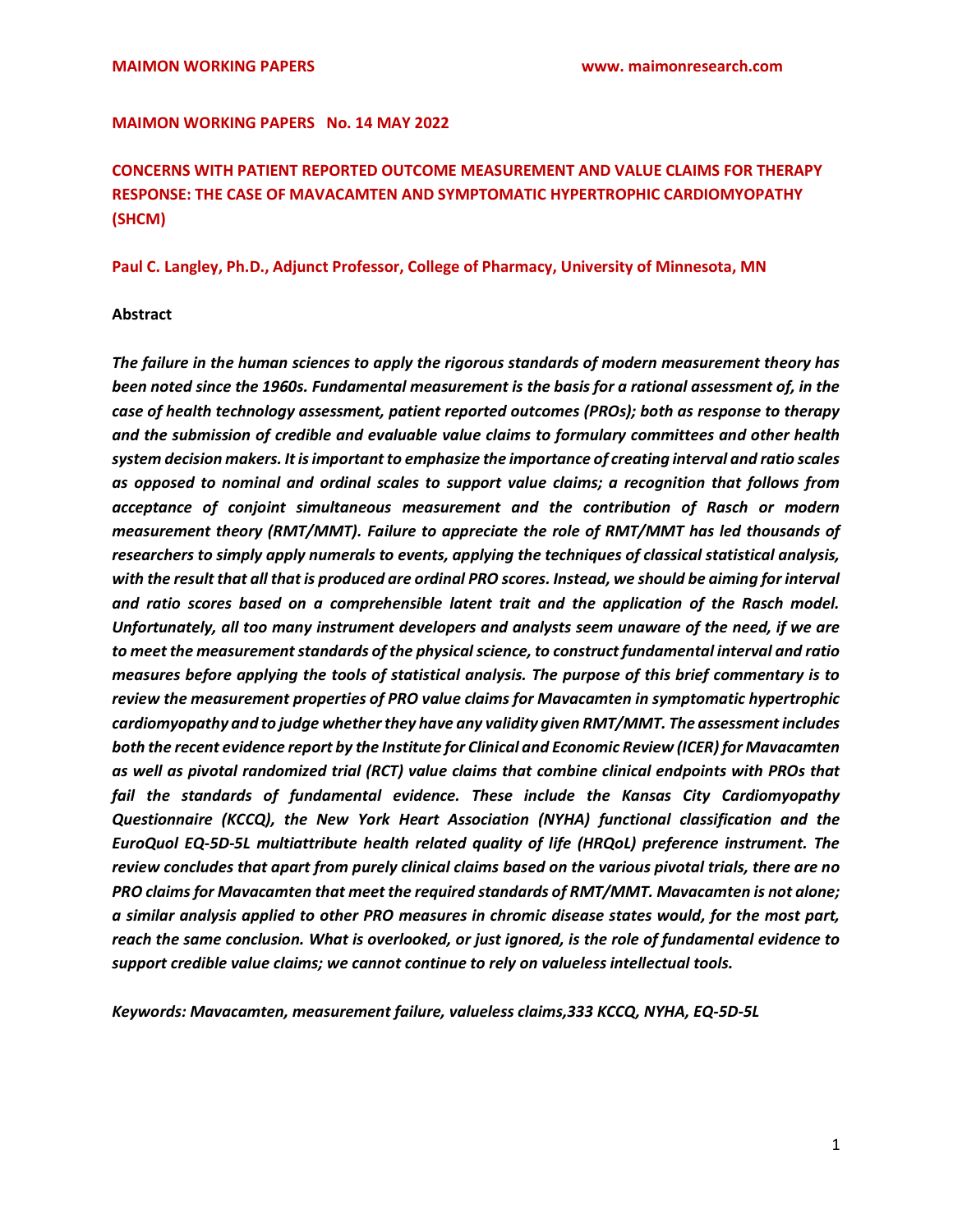**MAIMON WORKING PAPERS No. 14 MAY 2022**

# CONCERNS WITH PATIENT REPORTED OUTCOME MEASUREMENT AND VALUE CLAIMS FOR THERAPY RESPONSE: THE CASE OF MAVACAMTEN AND SYMPTOMATIC HYPERTROPHIC CARDIOMYOPATHY (SHCM)

**Paul C. Langley, Ph.D., Adjunct Professor, College of Pharmacy, University of Minnesota, MN**

## Abstract

***The failure in the human sciences to apply the rigorous standards of modern measurement theory has been noted since the 1960s. Fundamental measurement is the basis for a rational assessment of, in the case of health technology assessment, patient reported outcomes (PROs); both as response to therapy and the submission of credible and evaluable value claims to formulary committees and other health system decision makers. It is important to emphasize the importance of creating interval and ratio scales as opposed to nominal and ordinal scales to support value claims; a recognition that follows from acceptance of conjoint simultaneous measurement and the contribution of Rasch or modern measurement theory (RMT/MMT). Failure to appreciate the role of RMT/MMT has led thousands of researchers to simply apply numerals to events, applying the techniques of classical statistical analysis, with the result that all that is produced are ordinal PRO scores. Instead, we should be aiming for interval and ratio scores based on a comprehensible latent trait and the application of the Rasch model. Unfortunately, all too many instrument developers and analysts seem unaware of the need, if we are to meet the measurement standards of the physical science, to construct fundamental interval and ratio measures before applying the tools of statistical analysis. The purpose of this brief commentary is to review the measurement properties of PRO value claims for Mavacamten in symptomatic hypertrophic cardiomyopathy and to judge whether they have any validity given RMT/MMT. The assessment includes both the recent evidence report by the Institute for Clinical and Economic Review (ICER) for Mavacamten as well as pivotal randomized trial (RCT) value claims that combine clinical endpoints with PROs that fail the standards of fundamental evidence. These include the Kansas City Cardiomyopathy Questionnaire (KCCQ), the New York Heart Association (NYHA) functional classification and the EuroQuol EQ-5D-5L multiattribute health related quality of life (HRQoL) preference instrument. The review concludes that apart from purely clinical claims based on the various pivotal trials, there are no PRO claims for Mavacamten that meet the required standards of RMT/MMT. Mavacamten is not alone; a similar analysis applied to other PRO measures in chromic disease states would, for the most part, reach the same conclusion. What is overlooked, or just ignored, is the role of fundamental evidence to support credible value claims; we cannot continue to rely on valueless intellectual tools.***

***Keywords: Mavacamten, measurement failure, valueless claims,333 KCCQ, NYHA, EQ-5D-5L***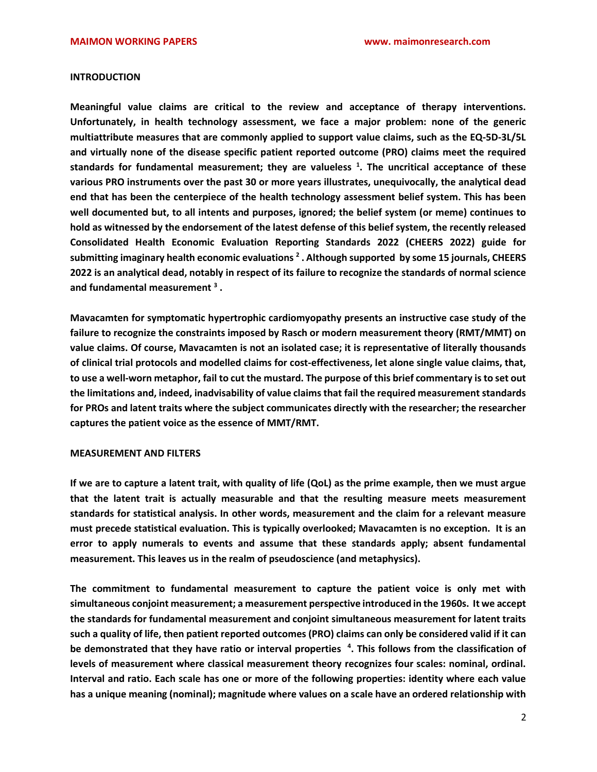## INTRODUCTION

**Meaningful value claims are critical to the review and acceptance of therapy interventions. Unfortunately, in health technology assessment, we face a major problem: none of the generic multiattribute measures that are commonly applied to support value claims, such as the EQ-5D-3L/5L and virtually none of the disease specific patient reported outcome (PRO) claims meet the required standards for fundamental measurement; they are valueless [1]. The uncritical acceptance of these various PRO instruments over the past 30 or more years illustrates, unequivocally, the analytical dead end that has been the centerpiece of the health technology assessment belief system. This has been well documented but, to all intents and purposes, ignored; the belief system (or meme) continues to hold as witnessed by the endorsement of the latest defense of this belief system, the recently released Consolidated Health Economic Evaluation Reporting Standards 2022 (CHEERS 2022) guide for submitting imaginary health economic evaluations [2]. Although supported by some 15 journals, CHEERS 2022 is an analytical dead, notably in respect of its failure to recognize the standards of normal science and fundamental measurement [3].**

**Mavacamten for symptomatic hypertrophic cardiomyopathy presents an instructive case study of the failure to recognize the constraints imposed by Rasch or modern measurement theory (RMT/MMT) on value claims. Of course, Mavacamten is not an isolated case; it is representative of literally thousands of clinical trial protocols and modelled claims for cost-effectiveness, let alone single value claims, that, to use a well-worn metaphor, fail to cut the mustard. The purpose of this brief commentary is to set out the limitations and, indeed, inadvisability of value claims that fail the required measurement standards for PROs and latent traits where the subject communicates directly with the researcher; the researcher captures the patient voice as the essence of MMT/RMT.**

## MEASUREMENT AND FILTERS

**If we are to capture a latent trait, with quality of life (QoL) as the prime example, then we must argue that the latent trait is actually measurable and that the resulting measure meets measurement standards for statistical analysis. In other words, measurement and the claim for a relevant measure must precede statistical evaluation. This is typically overlooked; Mavacamten is no exception. It is an error to apply numerals to events and assume that these standards apply; absent fundamental measurement. This leaves us in the realm of pseudoscience (and metaphysics).**

**The commitment to fundamental measurement to capture the patient voice is only met with simultaneous conjoint measurement; a measurement perspective introduced in the 1960s. It we accept the standards for fundamental measurement and conjoint simultaneous measurement for latent traits such a quality of life, then patient reported outcomes (PRO) claims can only be considered valid if it can be demonstrated that they have ratio or interval properties [4]. This follows from the classification of levels of measurement where classical measurement theory recognizes four scales: nominal, ordinal. Interval and ratio. Each scale has one or more of the following properties: identity where each value has a unique meaning (nominal); magnitude where values on a scale have an ordered relationship with**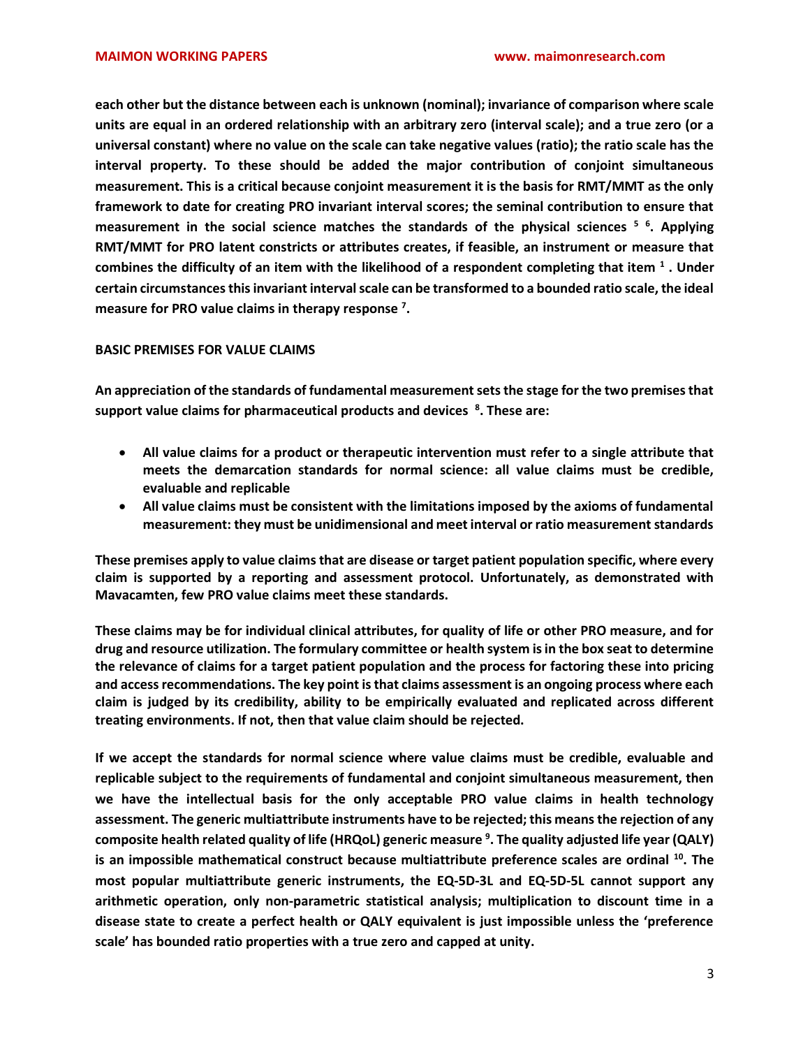**each other but the distance between each is unknown (nominal); invariance of comparison where scale units are equal in an ordered relationship with an arbitrary zero (interval scale); and a true zero (or a universal constant) where no value on the scale can take negative values (ratio); the ratio scale has the interval property. To these should be added the major contribution of conjoint simultaneous measurement. This is a critical because conjoint measurement it is the basis for RMT/MMT as the only framework to date for creating PRO invariant interval scores; the seminal contribution to ensure that measurement in the social science matches the standards of the physical sciences [5] [6]. Applying RMT/MMT for PRO latent constricts or attributes creates, if feasible, an instrument or measure that combines the difficulty of an item with the likelihood of a respondent completing that item [1]. Under certain circumstances this invariant interval scale can be transformed to a bounded ratio scale, the ideal measure for PRO value claims in therapy response [7].**

**BASIC PREMISES FOR VALUE CLAIMS**

**An appreciation of the standards of fundamental measurement sets the stage for the two premises that support value claims for pharmaceutical products and devices [8]. These are:**

- **All value claims for a product or therapeutic intervention must refer to a single attribute that meets the demarcation standards for normal science: all value claims must be credible, evaluable and replicable**
- **All value claims must be consistent with the limitations imposed by the axioms of fundamental measurement: they must be unidimensional and meet interval or ratio measurement standards**

**These premises apply to value claims that are disease or target patient population specific, where every claim is supported by a reporting and assessment protocol. Unfortunately, as demonstrated with Mavacamten, few PRO value claims meet these standards.**

**These claims may be for individual clinical attributes, for quality of life or other PRO measure, and for drug and resource utilization. The formulary committee or health system is in the box seat to determine the relevance of claims for a target patient population and the process for factoring these into pricing and access recommendations. The key point is that claims assessment is an ongoing process where each claim is judged by its credibility, ability to be empirically evaluated and replicated across different treating environments. If not, then that value claim should be rejected.**

**If we accept the standards for normal science where value claims must be credible, evaluable and replicable subject to the requirements of fundamental and conjoint simultaneous measurement, then we have the intellectual basis for the only acceptable PRO value claims in health technology assessment. The generic multiattribute instruments have to be rejected; this means the rejection of any composite health related quality of life (HRQoL) generic measure [9]. The quality adjusted life year (QALY) is an impossible mathematical construct because multiattribute preference scales are ordinal [10]. The most popular multiattribute generic instruments, the EQ-5D-3L and EQ-5D-5L cannot support any arithmetic operation, only non-parametric statistical analysis; multiplication to discount time in a disease state to create a perfect health or QALY equivalent is just impossible unless the 'preference scale' has bounded ratio properties with a true zero and capped at unity.**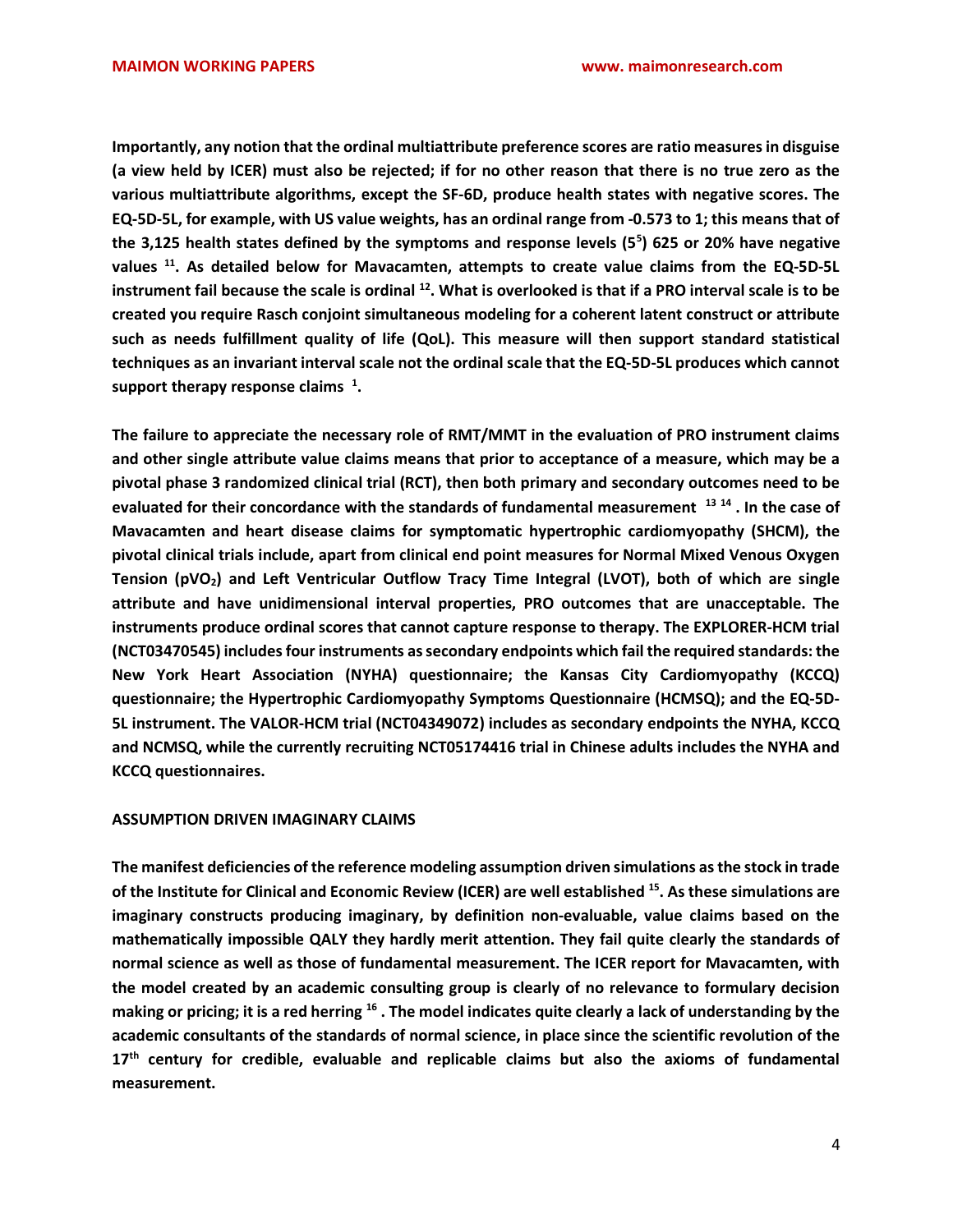**Importantly, any notion that the ordinal multiattribute preference scores are ratio measures in disguise (a view held by ICER) must also be rejected; if for no other reason that there is no true zero as the various multiattribute algorithms, except the SF-6D, produce health states with negative scores. The EQ-5D-5L, for example, with US value weights, has an ordinal range from -0.573 to 1; this means that of the 3,125 health states defined by the symptoms and response levels ($5^5$) 625 or 20% have negative values [11]. As detailed below for Mavacamten, attempts to create value claims from the EQ-5D-5L instrument fail because the scale is ordinal [12]. What is overlooked is that if a PRO interval scale is to be created you require Rasch conjoint simultaneous modeling for a coherent latent construct or attribute such as needs fulfillment quality of life (QoL). This measure will then support standard statistical techniques as an invariant interval scale not the ordinal scale that the EQ-5D-5L produces which cannot support therapy response claims [1].**

**The failure to appreciate the necessary role of RMT/MMT in the evaluation of PRO instrument claims and other single attribute value claims means that prior to acceptance of a measure, which may be a pivotal phase 3 randomized clinical trial (RCT), then both primary and secondary outcomes need to be evaluated for their concordance with the standards of fundamental measurement [13,14]. In the case of Mavacamten and heart disease claims for symptomatic hypertrophic cardiomyopathy (SHCM), the pivotal clinical trials include, apart from clinical end point measures for Normal Mixed Venous Oxygen Tension ($pVO_2$) and Left Ventricular Outflow Tracy Time Integral (LVOT), both of which are single attribute and have unidimensional interval properties, PRO outcomes that are unacceptable. The instruments produce ordinal scores that cannot capture response to therapy. The EXPLORER-HCM trial (NCT03470545) includes four instruments as secondary endpoints which fail the required standards: the New York Heart Association (NYHA) questionnaire; the Kansas City Cardiomyopathy (KCCQ) questionnaire; the Hypertrophic Cardiomyopathy Symptoms Questionnaire (HCMSQ); and the EQ-5D-5L instrument. The VALOR-HCM trial (NCT04349072) includes as secondary endpoints the NYHA, KCCQ and NCMSQ, while the currently recruiting NCT05174416 trial in Chinese adults includes the NYHA and KCCQ questionnaires.**

## ASSUMPTION DRIVEN IMAGINARY CLAIMS

**The manifest deficiencies of the reference modeling assumption driven simulations as the stock in trade of the Institute for Clinical and Economic Review (ICER) are well established [15]. As these simulations are imaginary constructs producing imaginary, by definition non-evaluable, value claims based on the mathematically impossible QALY they hardly merit attention. They fail quite clearly the standards of normal science as well as those of fundamental measurement. The ICER report for Mavacamten, with the model created by an academic consulting group is clearly of no relevance to formulary decision making or pricing; it is a red herring [16]. The model indicates quite clearly a lack of understanding by the academic consultants of the standards of normal science, in place since the scientific revolution of the 17th century for credible, evaluable and replicable claims but also the axioms of fundamental measurement.**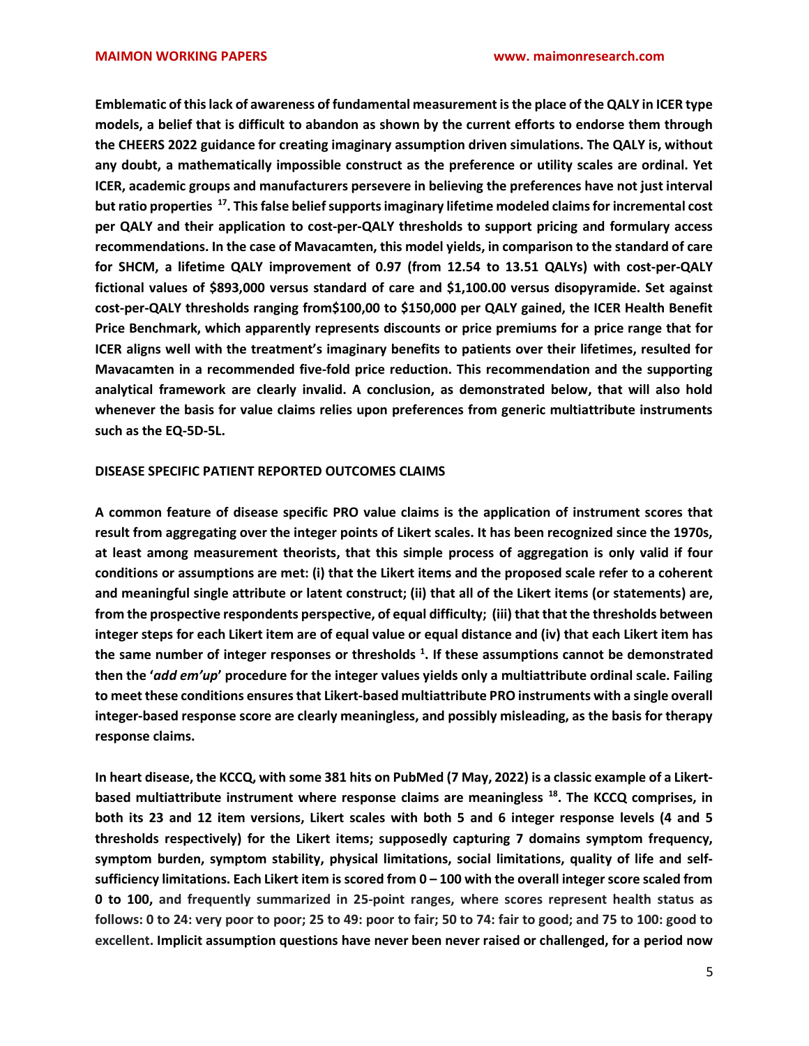**Emblematic of this lack of awareness of fundamental measurement is the place of the QALY in ICER type models, a belief that is difficult to abandon as shown by the current efforts to endorse them through the CHEERS 2022 guidance for creating imaginary assumption driven simulations. The QALY is, without any doubt, a mathematically impossible construct as the preference or utility scales are ordinal. Yet ICER, academic groups and manufacturers persevere in believing the preferences have not just interval but ratio properties [17]. This false belief supports imaginary lifetime modeled claims for incremental cost per QALY and their application to cost-per-QALY thresholds to support pricing and formulary access recommendations. In the case of Mavacamten, this model yields, in comparison to the standard of care for SHCM, a lifetime QALY improvement of 0.97 (from 12.54 to 13.51 QALYs) with cost-per-QALY fictional values of $893,000 versus standard of care and $1,100.00 versus disopyramide. Set against cost-per-QALY thresholds ranging from$100,00 to $150,000 per QALY gained, the ICER Health Benefit Price Benchmark, which apparently represents discounts or price premiums for a price range that for ICER aligns well with the treatment's imaginary benefits to patients over their lifetimes, resulted for Mavacamten in a recommended five-fold price reduction. This recommendation and the supporting analytical framework are clearly invalid. A conclusion, as demonstrated below, that will also hold whenever the basis for value claims relies upon preferences from generic multiattribute instruments such as the EQ-5D-5L.**

**DISEASE SPECIFIC PATIENT REPORTED OUTCOMES CLAIMS**

**A common feature of disease specific PRO value claims is the application of instrument scores that result from aggregating over the integer points of Likert scales. It has been recognized since the 1970s, at least among measurement theorists, that this simple process of aggregation is only valid if four conditions or assumptions are met: (i) that the Likert items and the proposed scale refer to a coherent and meaningful single attribute or latent construct; (ii) that all of the Likert items (or statements) are, from the prospective respondents perspective, of equal difficulty; (iii) that that the thresholds between integer steps for each Likert item are of equal value or equal distance and (iv) that each Likert item has the same number of integer responses or thresholds [1]. If these assumptions cannot be demonstrated then the '*add em'up*' procedure for the integer values yields only a multiattribute ordinal scale. Failing to meet these conditions ensures that Likert-based multiattribute PRO instruments with a single overall integer-based response score are clearly meaningless, and possibly misleading, as the basis for therapy response claims.**

**In heart disease, the KCCQ, with some 381 hits on PubMed (7 May, 2022) is a classic example of a Likert-based multiattribute instrument where response claims are meaningless [18]. The KCCQ comprises, in both its 23 and 12 item versions, Likert scales with both 5 and 6 integer response levels (4 and 5 thresholds respectively) for the Likert items; supposedly capturing 7 domains symptom frequency, symptom burden, symptom stability, physical limitations, social limitations, quality of life and self-sufficiency limitations. Each Likert item is scored from 0 – 100 with the overall integer score scaled from 0 to 100, and frequently summarized in 25-point ranges, where scores represent health status as follows: 0 to 24: very poor to poor; 25 to 49: poor to fair; 50 to 74: fair to good; and 75 to 100: good to excellent. Implicit assumption questions have never been never raised or challenged, for a period now**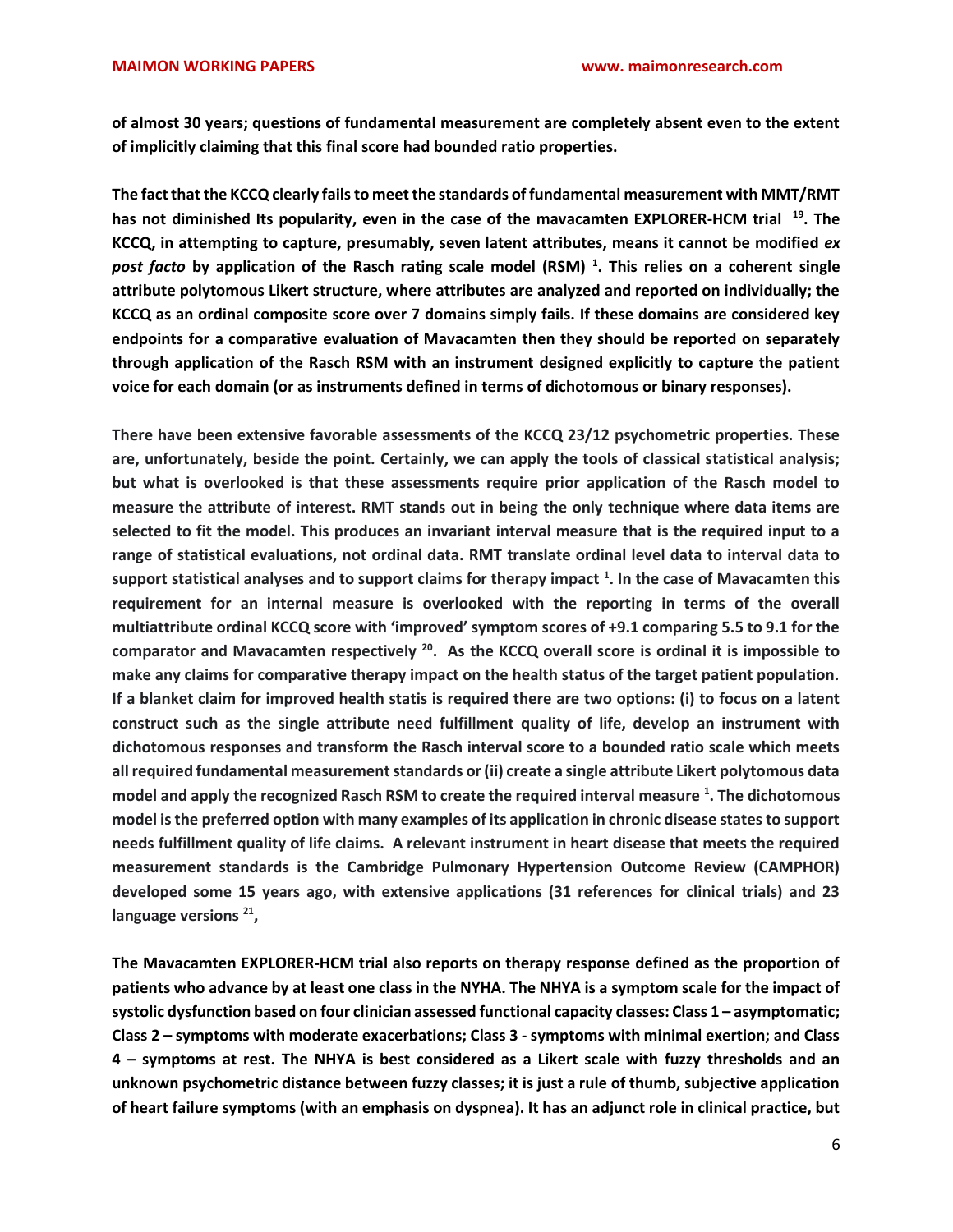**of almost 30 years; questions of fundamental measurement are completely absent even to the extent of implicitly claiming that this final score had bounded ratio properties.**

**The fact that the KCCQ clearly fails to meet the standards of fundamental measurement with MMT/RMT has not diminished Its popularity, even in the case of the mavacamten EXPLORER-HCM trial [19]. The KCCQ, in attempting to capture, presumably, seven latent attributes, means it cannot be modified *ex post facto* by application of the Rasch rating scale model (RSM) [1]. This relies on a coherent single attribute polytomous Likert structure, where attributes are analyzed and reported on individually; the KCCQ as an ordinal composite score over 7 domains simply fails. If these domains are considered key endpoints for a comparative evaluation of Mavacamten then they should be reported on separately through application of the Rasch RSM with an instrument designed explicitly to capture the patient voice for each domain (or as instruments defined in terms of dichotomous or binary responses).**

**There have been extensive favorable assessments of the KCCQ 23/12 psychometric properties. These are, unfortunately, beside the point. Certainly, we can apply the tools of classical statistical analysis; but what is overlooked is that these assessments require prior application of the Rasch model to measure the attribute of interest. RMT stands out in being the only technique where data items are selected to fit the model. This produces an invariant interval measure that is the required input to a range of statistical evaluations, not ordinal data. RMT translate ordinal level data to interval data to support statistical analyses and to support claims for therapy impact [1]. In the case of Mavacamten this requirement for an internal measure is overlooked with the reporting in terms of the overall multiattribute ordinal KCCQ score with 'improved' symptom scores of +9.1 comparing 5.5 to 9.1 for the comparator and Mavacamten respectively [20]. As the KCCQ overall score is ordinal it is impossible to make any claims for comparative therapy impact on the health status of the target patient population. If a blanket claim for improved health statis is required there are two options: (i) to focus on a latent construct such as the single attribute need fulfillment quality of life, develop an instrument with dichotomous responses and transform the Rasch interval score to a bounded ratio scale which meets all required fundamental measurement standards or (ii) create a single attribute Likert polytomous data model and apply the recognized Rasch RSM to create the required interval measure [1]. The dichotomous model is the preferred option with many examples of its application in chronic disease states to support needs fulfillment quality of life claims. A relevant instrument in heart disease that meets the required measurement standards is the Cambridge Pulmonary Hypertension Outcome Review (CAMPHOR) developed some 15 years ago, with extensive applications (31 references for clinical trials) and 23 language versions [21],**

**The Mavacamten EXPLORER-HCM trial also reports on therapy response defined as the proportion of patients who advance by at least one class in the NYHA. The NHYA is a symptom scale for the impact of systolic dysfunction based on four clinician assessed functional capacity classes: Class 1 – asymptomatic; Class 2 – symptoms with moderate exacerbations; Class 3 - symptoms with minimal exertion; and Class 4 – symptoms at rest. The NHYA is best considered as a Likert scale with fuzzy thresholds and an unknown psychometric distance between fuzzy classes; it is just a rule of thumb, subjective application of heart failure symptoms (with an emphasis on dyspnea). It has an adjunct role in clinical practice, but**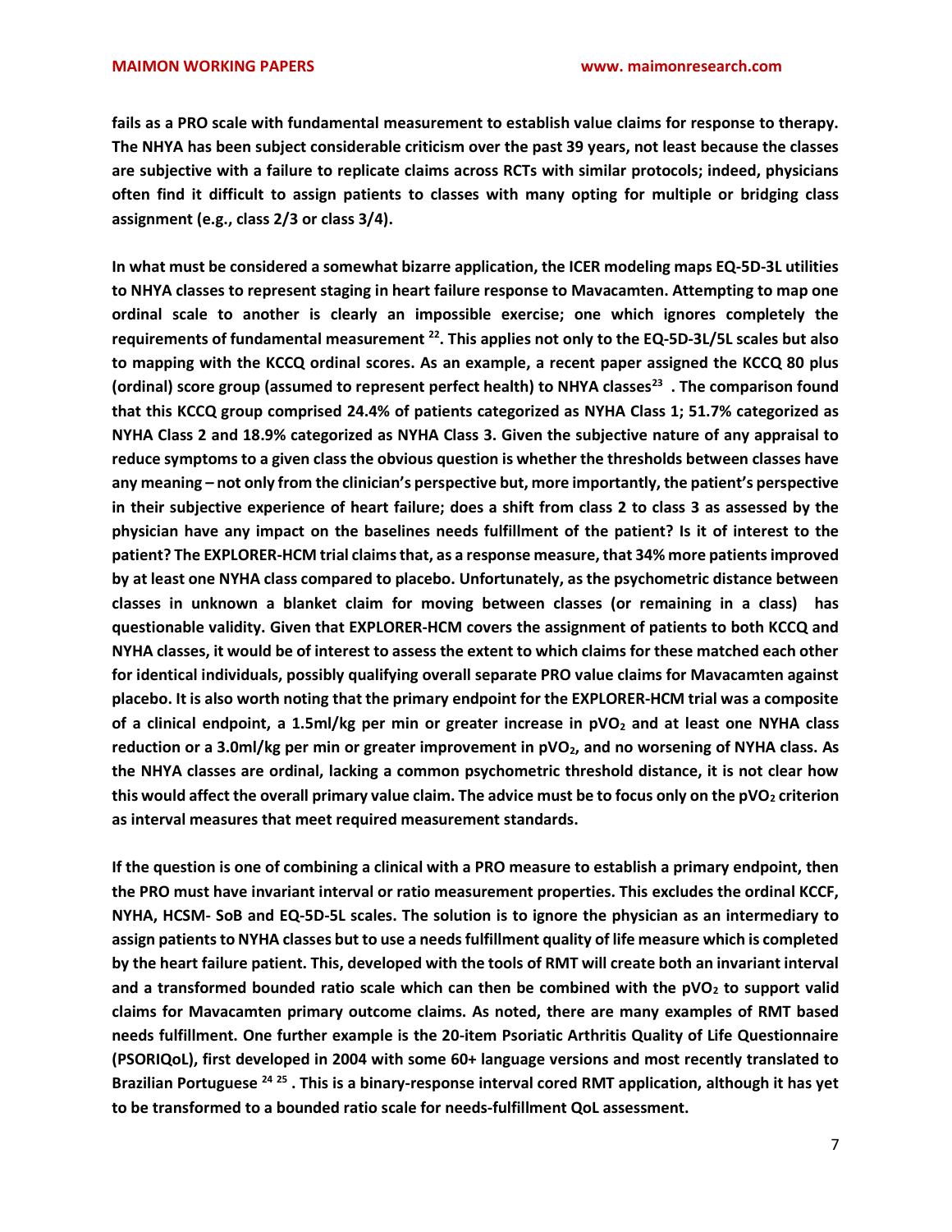**fails as a PRO scale with fundamental measurement to establish value claims for response to therapy. The NHYA has been subject considerable criticism over the past 39 years, not least because the classes are subjective with a failure to replicate claims across RCTs with similar protocols; indeed, physicians often find it difficult to assign patients to classes with many opting for multiple or bridging class assignment (e.g., class 2/3 or class 3/4).**

**In what must be considered a somewhat bizarre application, the ICER modeling maps EQ-5D-3L utilities to NHYA classes to represent staging in heart failure response to Mavacamten. Attempting to map one ordinal scale to another is clearly an impossible exercise; one which ignores completely the requirements of fundamental measurement [22]. This applies not only to the EQ-5D-3L/5L scales but also to mapping with the KCCQ ordinal scores. As an example, a recent paper assigned the KCCQ 80 plus (ordinal) score group (assumed to represent perfect health) to NHYA classes[23] . The comparison found that this KCCQ group comprised 24.4% of patients categorized as NHYA Class 1; 51.7% categorized as NHYA Class 2 and 18.9% categorized as NHYA Class 3. Given the subjective nature of any appraisal to reduce symptoms to a given class the obvious question is whether the thresholds between classes have any meaning – not only from the clinician's perspective but, more importantly, the patient's perspective in their subjective experience of heart failure; does a shift from class 2 to class 3 as assessed by the physician have any impact on the baselines needs fulfillment of the patient? Is it of interest to the patient? The EXPLORER-HCM trial claims that, as a response measure, that 34% more patients improved by at least one NHYA class compared to placebo. Unfortunately, as the psychometric distance between classes in unknown a blanket claim for moving between classes (or remaining in a class) has questionable validity. Given that EXPLORER-HCM covers the assignment of patients to both KCCQ and NHYA classes, it would be of interest to assess the extent to which claims for these matched each other for identical individuals, possibly qualifying overall separate PRO value claims for Mavacamten against placebo. It is also worth noting that the primary endpoint for the EXPLORER-HCM trial was a composite of a clinical endpoint, a 1.5ml/kg per min or greater increase in $pVO_2$ and at least one NYHA class reduction or a 3.0ml/kg per min or greater improvement in $pVO_2$, and no worsening of NYHA class. As the NHYA classes are ordinal, lacking a common psychometric threshold distance, it is not clear how this would affect the overall primary value claim. The advice must be to focus only on the $pVO_2$ criterion as interval measures that meet required measurement standards.**

**If the question is one of combining a clinical with a PRO measure to establish a primary endpoint, then the PRO must have invariant interval or ratio measurement properties. This excludes the ordinal KCCF, NHYA, HCSM- SoB and EQ-5D-5L scales. The solution is to ignore the physician as an intermediary to assign patients to NHYA classes but to use a needs fulfillment quality of life measure which is completed by the heart failure patient. This, developed with the tools of RMT will create both an invariant interval and a transformed bounded ratio scale which can then be combined with the $pVO_2$ to support valid claims for Mavacamten primary outcome claims. As noted, there are many examples of RMT based needs fulfillment. One further example is the 20-item Psoriatic Arthritis Quality of Life Questionnaire (PSORIQoL), first developed in 2004 with some 60+ language versions and most recently translated to Brazilian Portuguese [24 25] . This is a binary-response interval cored RMT application, although it has yet to be transformed to a bounded ratio scale for needs-fulfillment QoL assessment.**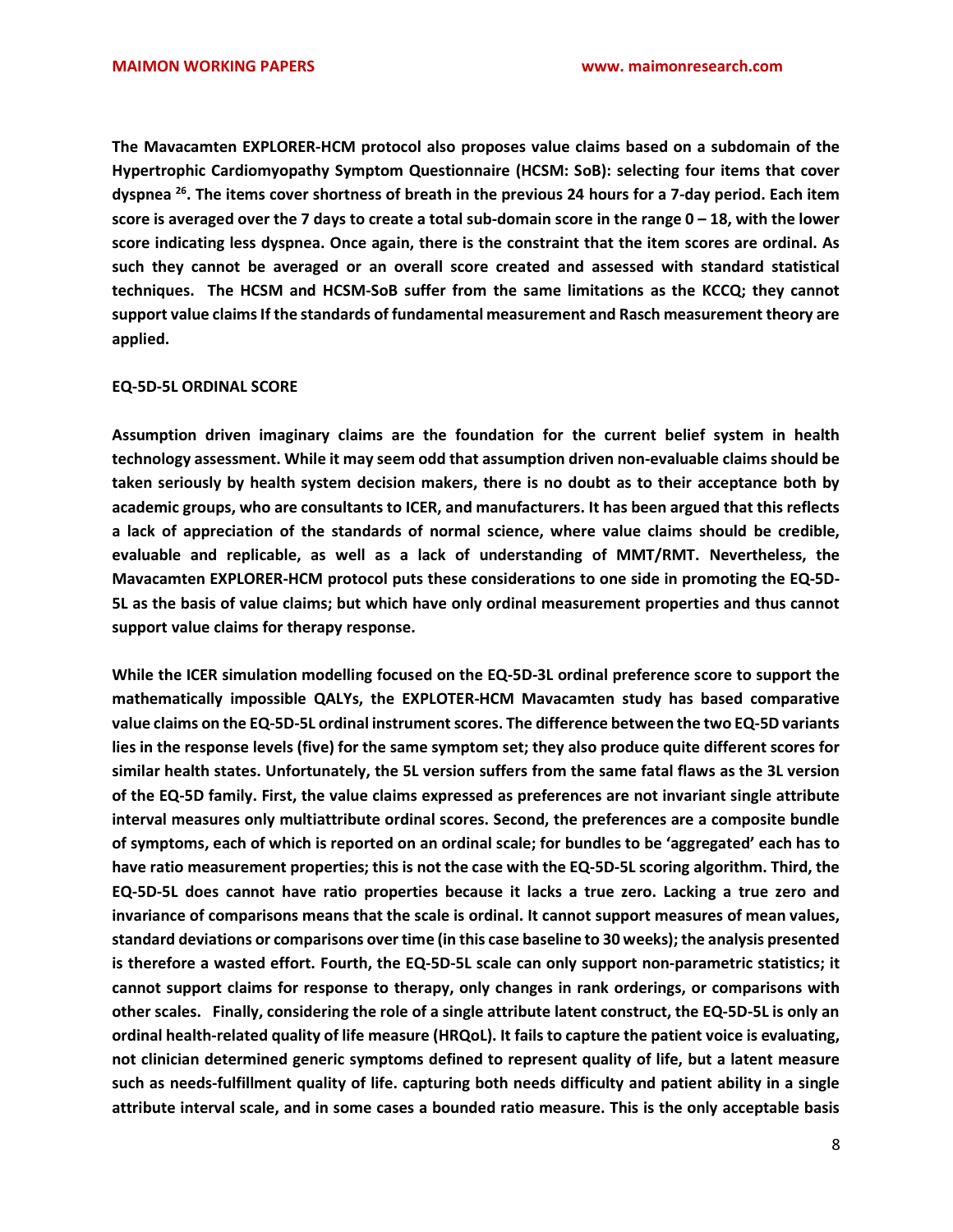**The Mavacamten EXPLORER-HCM protocol also proposes value claims based on a subdomain of the Hypertrophic Cardiomyopathy Symptom Questionnaire (HCSM: SoB): selecting four items that cover dyspnea [26]. The items cover shortness of breath in the previous 24 hours for a 7-day period. Each item score is averaged over the 7 days to create a total sub-domain score in the range 0 – 18, with the lower score indicating less dyspnea. Once again, there is the constraint that the item scores are ordinal. As such they cannot be averaged or an overall score created and assessed with standard statistical techniques. The HCSM and HCSM-SoB suffer from the same limitations as the KCCQ; they cannot support value claims If the standards of fundamental measurement and Rasch measurement theory are applied.**

**EQ-5D-5L ORDINAL SCORE**

**Assumption driven imaginary claims are the foundation for the current belief system in health technology assessment. While it may seem odd that assumption driven non-evaluable claims should be taken seriously by health system decision makers, there is no doubt as to their acceptance both by academic groups, who are consultants to ICER, and manufacturers. It has been argued that this reflects a lack of appreciation of the standards of normal science, where value claims should be credible, evaluable and replicable, as well as a lack of understanding of MMT/RMT. Nevertheless, the Mavacamten EXPLORER-HCM protocol puts these considerations to one side in promoting the EQ-5D-5L as the basis of value claims; but which have only ordinal measurement properties and thus cannot support value claims for therapy response.**

**While the ICER simulation modelling focused on the EQ-5D-3L ordinal preference score to support the mathematically impossible QALYs, the EXPLOTER-HCM Mavacamten study has based comparative value claims on the EQ-5D-5L ordinal instrument scores. The difference between the two EQ-5D variants lies in the response levels (five) for the same symptom set; they also produce quite different scores for similar health states. Unfortunately, the 5L version suffers from the same fatal flaws as the 3L version of the EQ-5D family. First, the value claims expressed as preferences are not invariant single attribute interval measures only multiattribute ordinal scores. Second, the preferences are a composite bundle of symptoms, each of which is reported on an ordinal scale; for bundles to be 'aggregated' each has to have ratio measurement properties; this is not the case with the EQ-5D-5L scoring algorithm. Third, the EQ-5D-5L does cannot have ratio properties because it lacks a true zero. Lacking a true zero and invariance of comparisons means that the scale is ordinal. It cannot support measures of mean values, standard deviations or comparisons over time (in this case baseline to 30 weeks); the analysis presented is therefore a wasted effort. Fourth, the EQ-5D-5L scale can only support non-parametric statistics; it cannot support claims for response to therapy, only changes in rank orderings, or comparisons with other scales. Finally, considering the role of a single attribute latent construct, the EQ-5D-5L is only an ordinal health-related quality of life measure (HRQoL). It fails to capture the patient voice is evaluating, not clinician determined generic symptoms defined to represent quality of life, but a latent measure such as needs-fulfillment quality of life. capturing both needs difficulty and patient ability in a single attribute interval scale, and in some cases a bounded ratio measure. This is the only acceptable basis**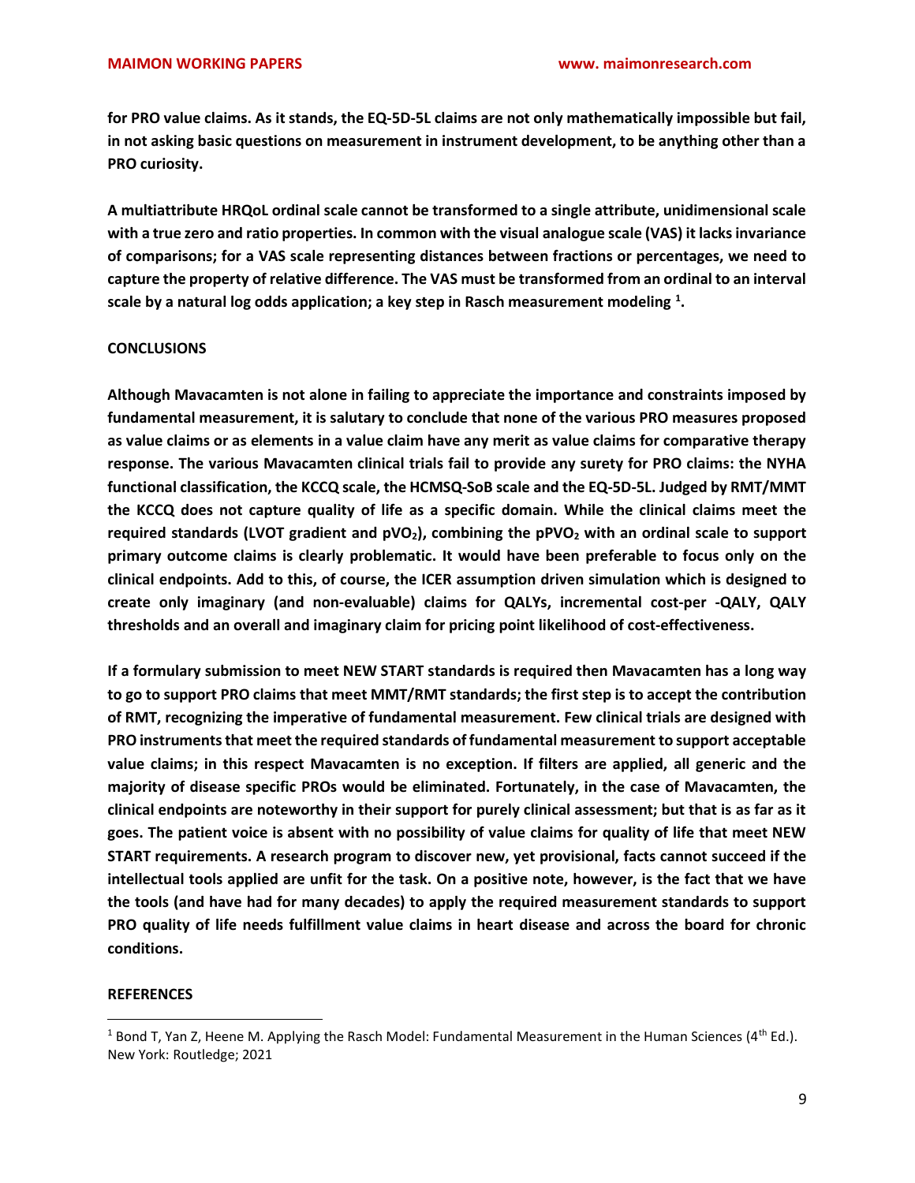**for PRO value claims. As it stands, the EQ-5D-5L claims are not only mathematically impossible but fail, in not asking basic questions on measurement in instrument development, to be anything other than a PRO curiosity.**

**A multiattribute HRQoL ordinal scale cannot be transformed to a single attribute, unidimensional scale with a true zero and ratio properties. In common with the visual analogue scale (VAS) it lacks invariance of comparisons; for a VAS scale representing distances between fractions or percentages, we need to capture the property of relative difference. The VAS must be transformed from an ordinal to an interval scale by a natural log odds application; a key step in Rasch measurement modeling [1].**

## CONCLUSIONS

**Although Mavacamten is not alone in failing to appreciate the importance and constraints imposed by fundamental measurement, it is salutary to conclude that none of the various PRO measures proposed as value claims or as elements in a value claim have any merit as value claims for comparative therapy response. The various Mavacamten clinical trials fail to provide any surety for PRO claims: the NYHA functional classification, the KCCQ scale, the HCMSQ-SoB scale and the EQ-5D-5L. Judged by RMT/MMT the KCCQ does not capture quality of life as a specific domain. While the clinical claims meet the required standards (LVOT gradient and $pVO_2$), combining the $pPVO_2$ with an ordinal scale to support primary outcome claims is clearly problematic. It would have been preferable to focus only on the clinical endpoints. Add to this, of course, the ICER assumption driven simulation which is designed to create only imaginary (and non-evaluable) claims for QALYs, incremental cost-per -QALY, QALY thresholds and an overall and imaginary claim for pricing point likelihood of cost-effectiveness.**

**If a formulary submission to meet NEW START standards is required then Mavacamten has a long way to go to support PRO claims that meet MMT/RMT standards; the first step is to accept the contribution of RMT, recognizing the imperative of fundamental measurement. Few clinical trials are designed with PRO instruments that meet the required standards of fundamental measurement to support acceptable value claims; in this respect Mavacamten is no exception. If filters are applied, all generic and the majority of disease specific PROs would be eliminated. Fortunately, in the case of Mavacamten, the clinical endpoints are noteworthy in their support for purely clinical assessment; but that is as far as it goes. The patient voice is absent with no possibility of value claims for quality of life that meet NEW START requirements. A research program to discover new, yet provisional, facts cannot succeed if the intellectual tools applied are unfit for the task. On a positive note, however, is the fact that we have the tools (and have had for many decades) to apply the required measurement standards to support PRO quality of life needs fulfillment value claims in heart disease and across the board for chronic conditions.**

## REFERENCES

[1] Bond T, Yan Z, Heene M. Applying the Rasch Model: Fundamental Measurement in the Human Sciences (4th Ed.). New York: Routledge; 2021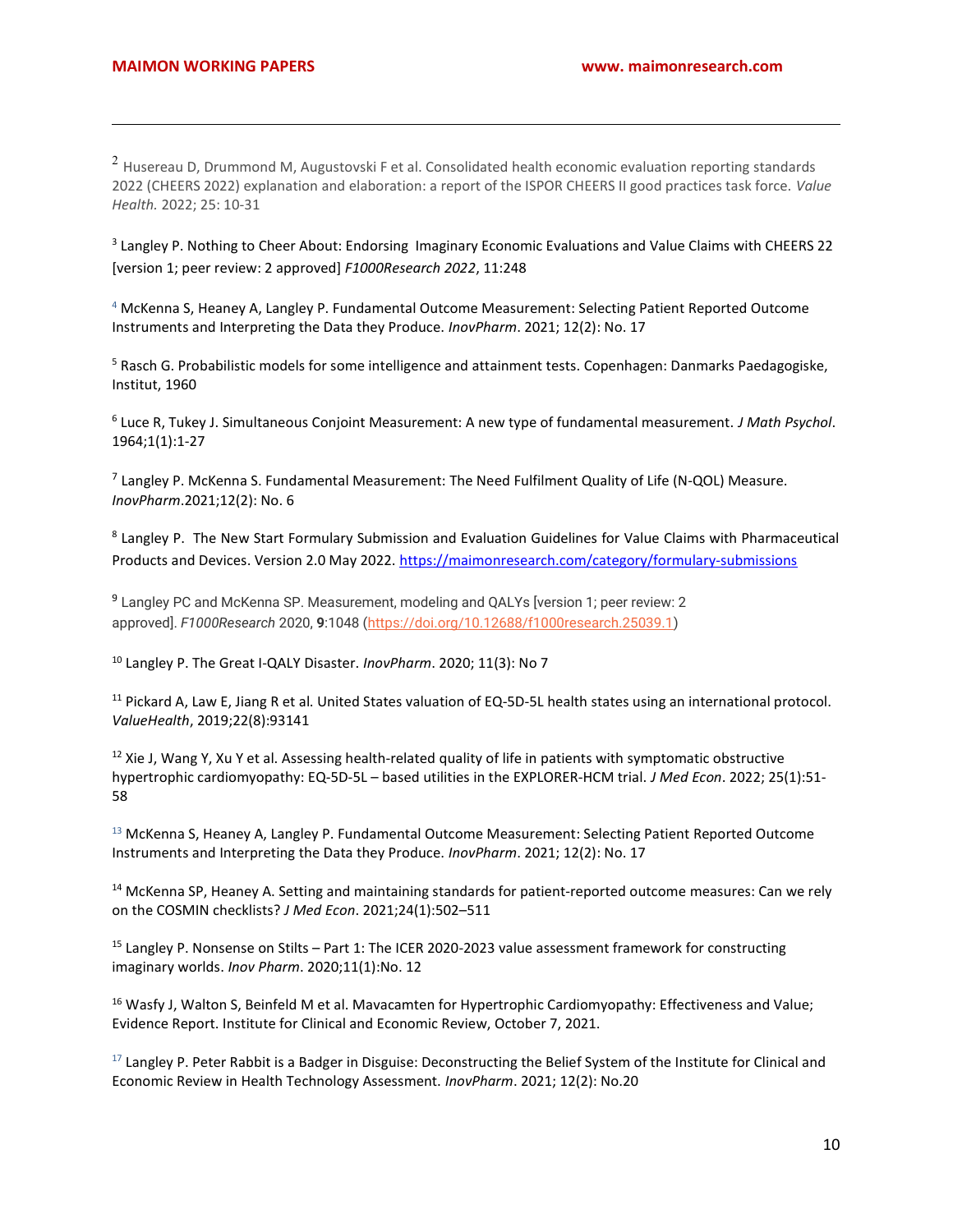[2] Husereau D, Drummond M, Augustovski F et al. Consolidated health economic evaluation reporting standards 2022 (CHEERS 2022) explanation and elaboration: a report of the ISPOR CHEERS II good practices task force. *Value Health.* 2022; 25: 10-31

[3] Langley P. Nothing to Cheer About: Endorsing Imaginary Economic Evaluations and Value Claims with CHEERS 22 [version 1; peer review: 2 approved] *F1000Research 2022*, 11:248

[4] McKenna S, Heaney A, Langley P. Fundamental Outcome Measurement: Selecting Patient Reported Outcome Instruments and Interpreting the Data they Produce. *InovPharm*. 2021; 12(2): No. 17

[5] Rasch G. Probabilistic models for some intelligence and attainment tests. Copenhagen: Danmarks Paedagogiske, Institut, 1960

[6] Luce R, Tukey J. Simultaneous Conjoint Measurement: A new type of fundamental measurement. *J Math Psychol*. 1964;1(1):1-27

[7] Langley P. McKenna S. Fundamental Measurement: The Need Fulfilment Quality of Life (N-QOL) Measure. *InovPharm*.2021;12(2): No. 6

[8] Langley P. The New Start Formulary Submission and Evaluation Guidelines for Value Claims with Pharmaceutical Products and Devices. Version 2.0 May 2022. https://maimonresearch.com/category/formulary-submissions

[9] Langley PC and McKenna SP. Measurement, modeling and QALYs [version 1; peer review: 2 approved]. *F1000Research* 2020, **9**:1048 (https://doi.org/10.12688/f1000research.25039.1)

[10] Langley P. The Great I-QALY Disaster. *InovPharm*. 2020; 11(3): No 7

[11] Pickard A, Law E, Jiang R et al. United States valuation of EQ-5D-5L health states using an international protocol. *ValueHealth*, 2019;22(8):93141

[12] Xie J, Wang Y, Xu Y et al. Assessing health-related quality of life in patients with symptomatic obstructive hypertrophic cardiomyopathy: EQ-5D-5L – based utilities in the EXPLORER-HCM trial. *J Med Econ*. 2022; 25(1):51-58

[13] McKenna S, Heaney A, Langley P. Fundamental Outcome Measurement: Selecting Patient Reported Outcome Instruments and Interpreting the Data they Produce. *InovPharm*. 2021; 12(2): No. 17

[14] McKenna SP, Heaney A. Setting and maintaining standards for patient-reported outcome measures: Can we rely on the COSMIN checklists? *J Med Econ*. 2021;24(1):502–511

[15] Langley P. Nonsense on Stilts – Part 1: The ICER 2020-2023 value assessment framework for constructing imaginary worlds. *Inov Pharm*. 2020;11(1):No. 12

[16] Wasfy J, Walton S, Beinfeld M et al. Mavacamten for Hypertrophic Cardiomyopathy: Effectiveness and Value; Evidence Report. Institute for Clinical and Economic Review, October 7, 2021.

[17] Langley P. Peter Rabbit is a Badger in Disguise: Deconstructing the Belief System of the Institute for Clinical and Economic Review in Health Technology Assessment. *InovPharm*. 2021; 12(2): No.20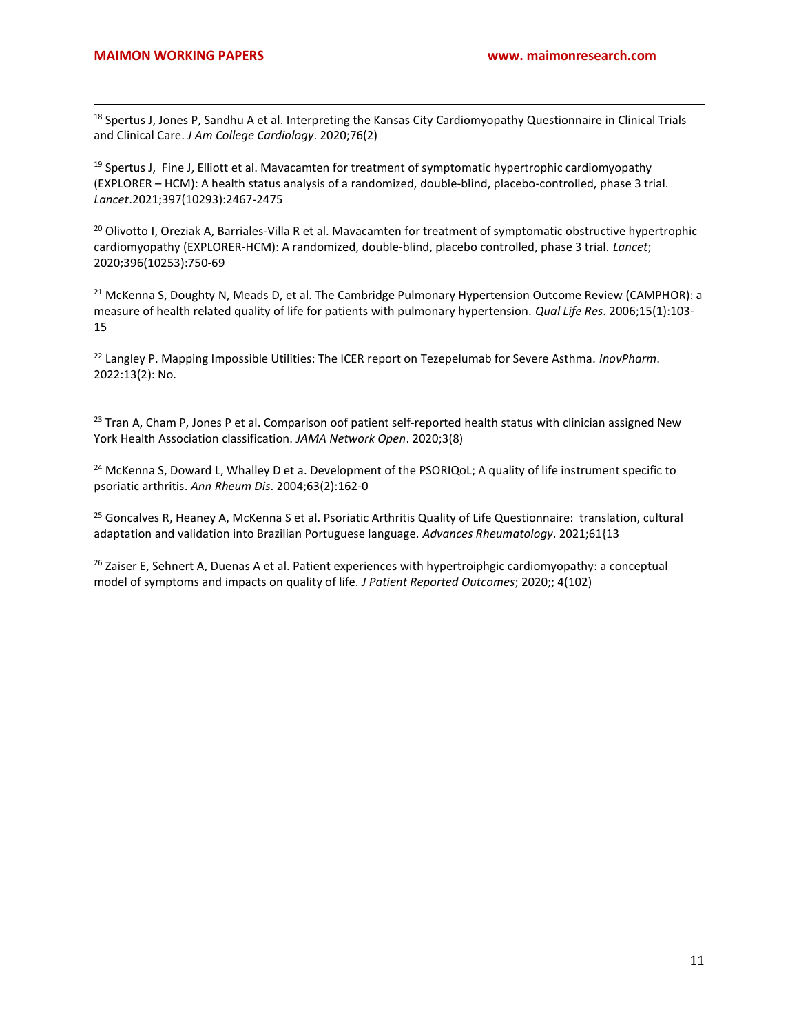[18] Spertus J, Jones P, Sandhu A et al. Interpreting the Kansas City Cardiomyopathy Questionnaire in Clinical Trials and Clinical Care. *J Am College Cardiology*. 2020;76(2)

[19] Spertus J, Fine J, Elliott et al. Mavacamten for treatment of symptomatic hypertrophic cardiomyopathy (EXPLORER – HCM): A health status analysis of a randomized, double-blind, placebo-controlled, phase 3 trial. *Lancet*.2021;397(10293):2467-2475

[20] Olivotto I, Oreziak A, Barriales-Villa R et al. Mavacamten for treatment of symptomatic obstructive hypertrophic cardiomyopathy (EXPLORER-HCM): A randomized, double-blind, placebo controlled, phase 3 trial. *Lancet*; 2020;396(10253):750-69

[21] McKenna S, Doughty N, Meads D, et al. The Cambridge Pulmonary Hypertension Outcome Review (CAMPHOR): a measure of health related quality of life for patients with pulmonary hypertension. *Qual Life Res*. 2006;15(1):103-15

[22] Langley P. Mapping Impossible Utilities: The ICER report on Tezepelumab for Severe Asthma. *InovPharm*. 2022:13(2): No.

[23] Tran A, Cham P, Jones P et al. Comparison oof patient self-reported health status with clinician assigned New York Health Association classification. *JAMA Network Open*. 2020;3(8)

[24] McKenna S, Doward L, Whalley D et a. Development of the PSORIQoL; A quality of life instrument specific to psoriatic arthritis. *Ann Rheum Dis*. 2004;63(2):162-0

[25] Goncalves R, Heaney A, McKenna S et al. Psoriatic Arthritis Quality of Life Questionnaire: translation, cultural adaptation and validation into Brazilian Portuguese language. *Advances Rheumatology*. 2021;61{13

[26] Zaiser E, Sehnert A, Duenas A et al. Patient experiences with hypertroiphgic cardiomyopathy: a conceptual model of symptoms and impacts on quality of life. *J Patient Reported Outcomes*; 2020;; 4(102)